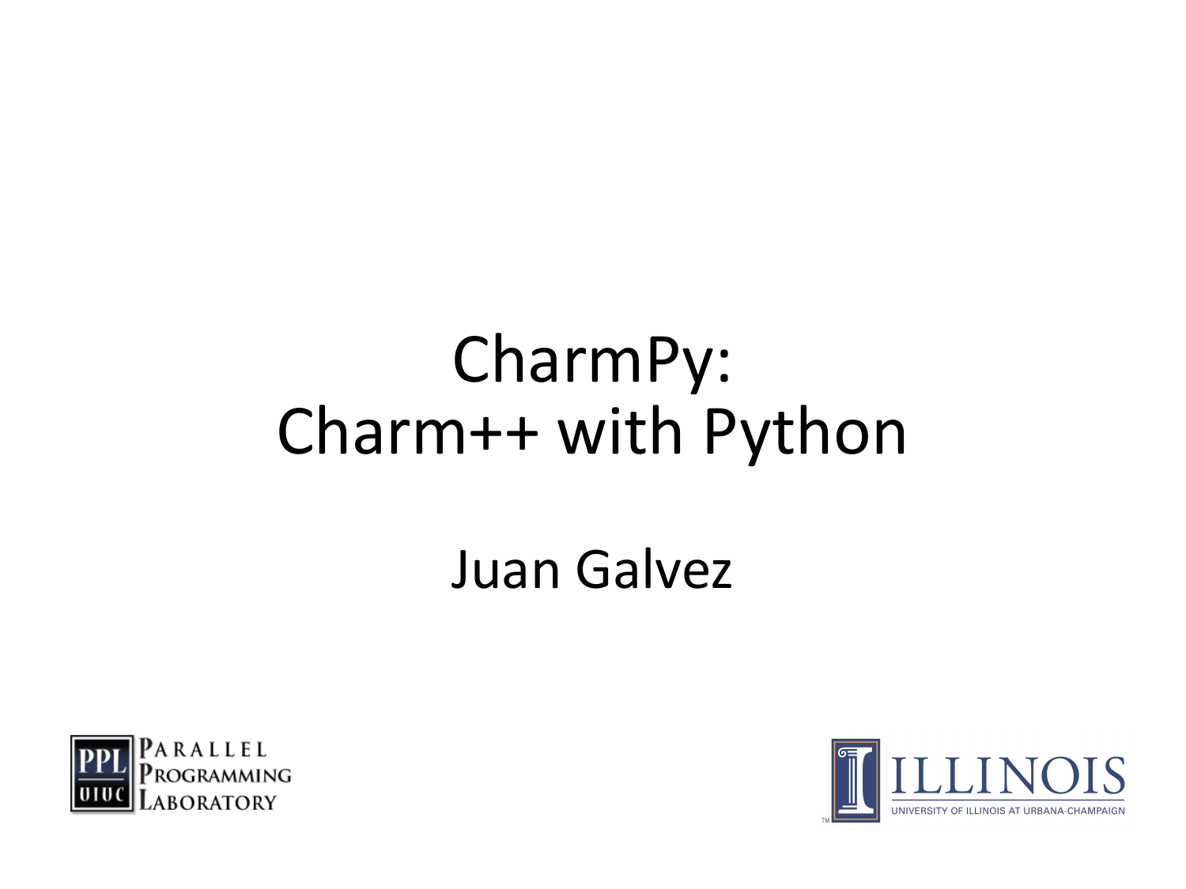# CharmPy: Charm++ with Python

Juan Galvez

PARALLEL PROGRAMMING LABORATORY

ILLINOIS

UNIVERSITY OF ILLINOIS AT URBANA-CHAMPAIGN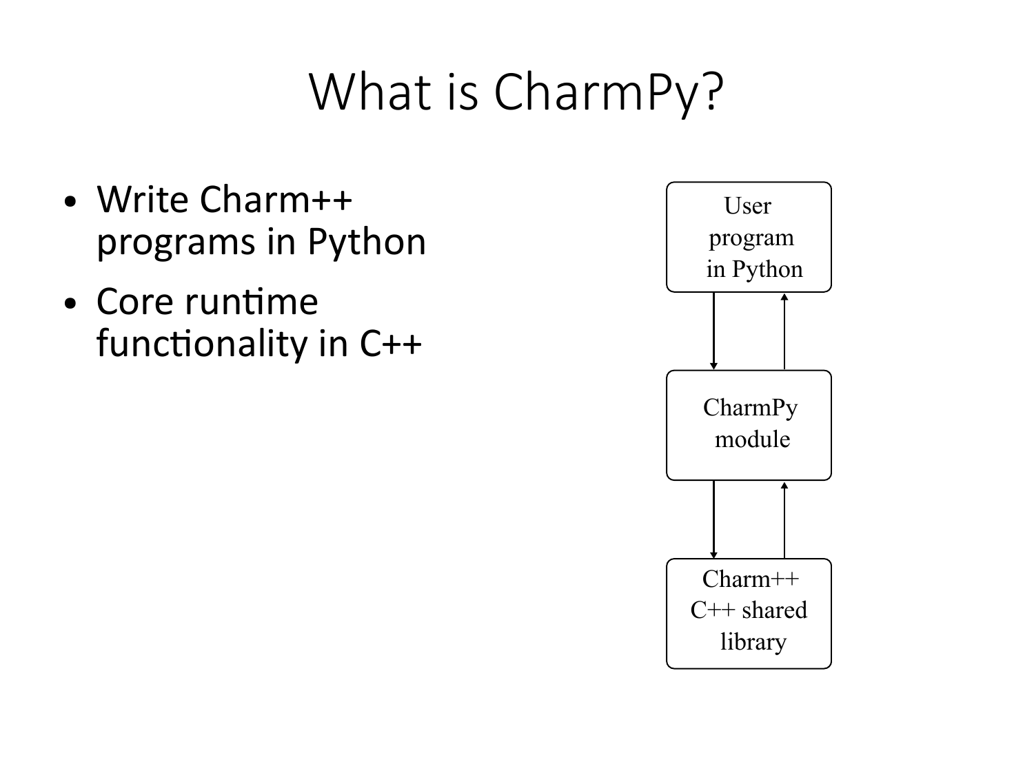# What is CharmPy?

- Write Charm++ programs in Python
- Core runtime functionality in C++

User program in Python

CharmPy module

Charm++ C++ shared library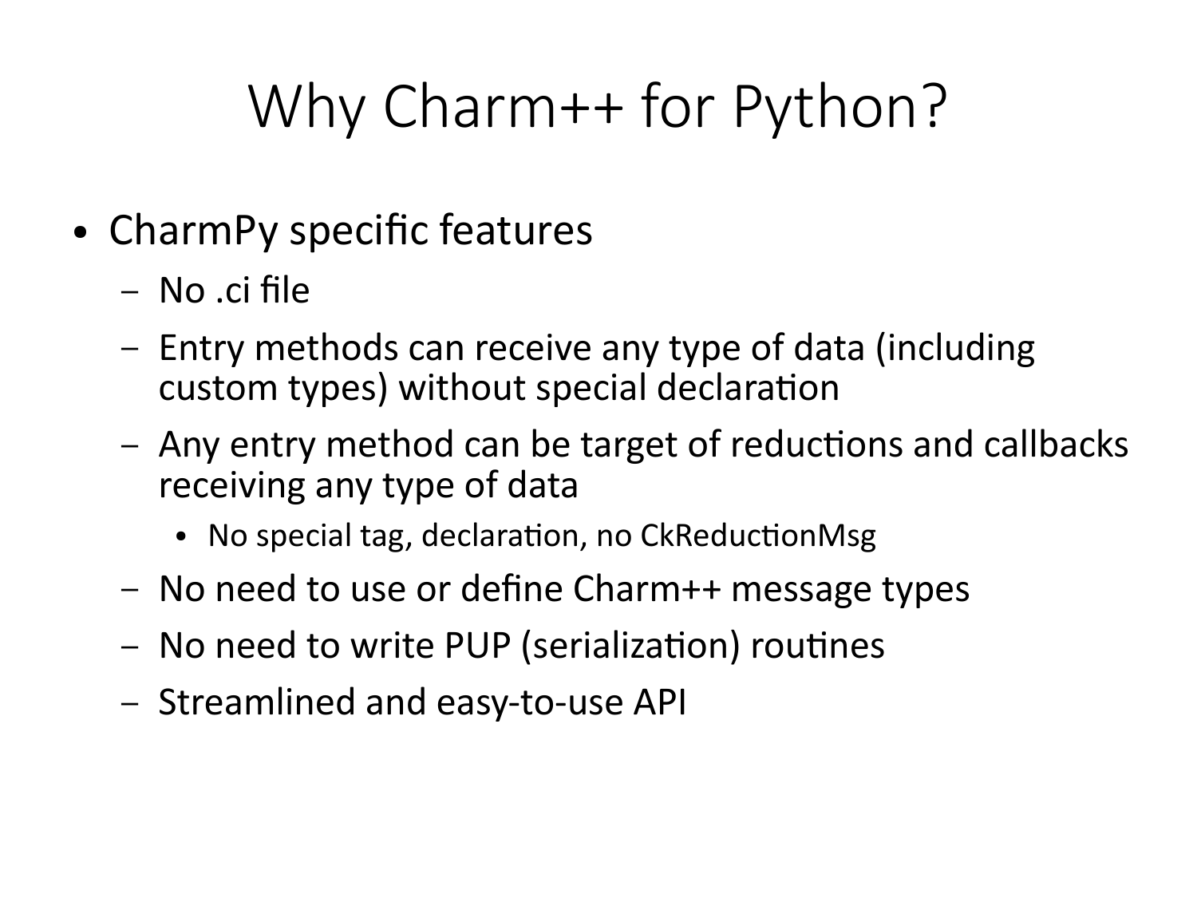# Why Charm++ for Python?

- CharmPy specific features
  - No .ci file
  - Entry methods can receive any type of data (including custom types) without special declaration
  - Any entry method can be target of reductions and callbacks receiving any type of data
    - No special tag, declaration, no CkReductionMsg
  - No need to use or define Charm++ message types
  - No need to write PUP (serialization) routines
  - Streamlined and easy-to-use API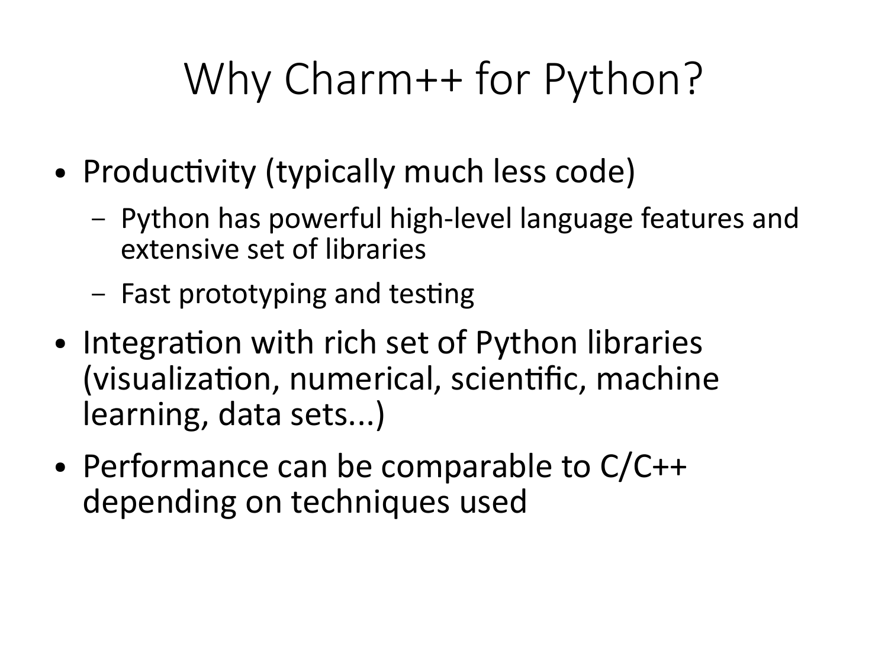# Why Charm++ for Python?

- Productivity (typically much less code)
  - Python has powerful high-level language features and extensive set of libraries
  - Fast prototyping and testing
- Integration with rich set of Python libraries (visualization, numerical, scientific, machine learning, data sets...)
- Performance can be comparable to C/C++ depending on techniques used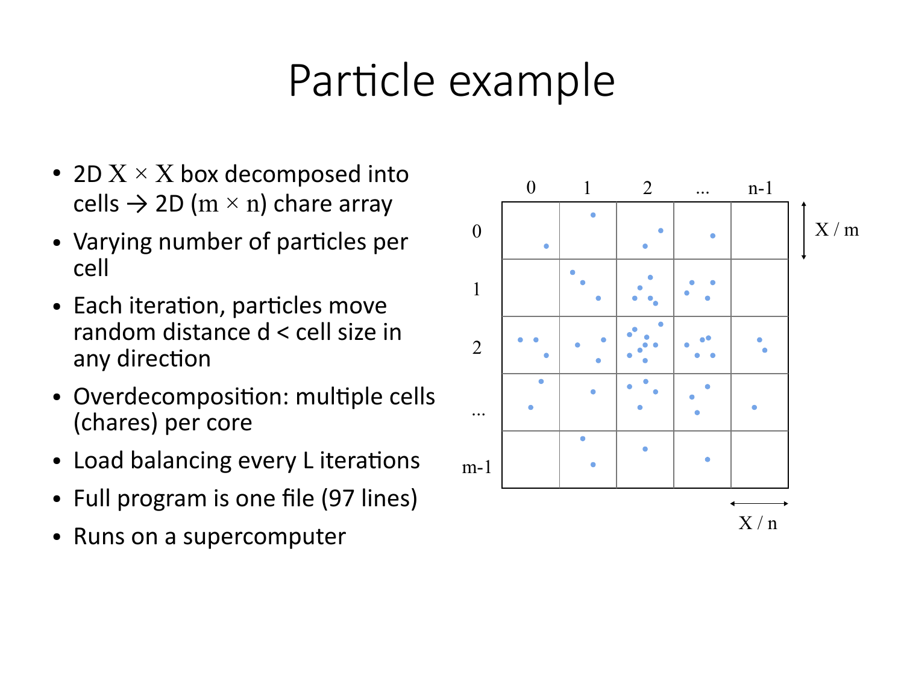# Particle example

- 2D $X \times X$ box decomposed into cells → 2D ($m \times n$) chare array
- Varying number of particles per cell
- Each iteration, particles move random distance d < cell size in any direction
- Overdecomposition: multiple cells (chares) per core
- Load balancing every L iterations
- Full program is one file (97 lines)
- Runs on a supercomputer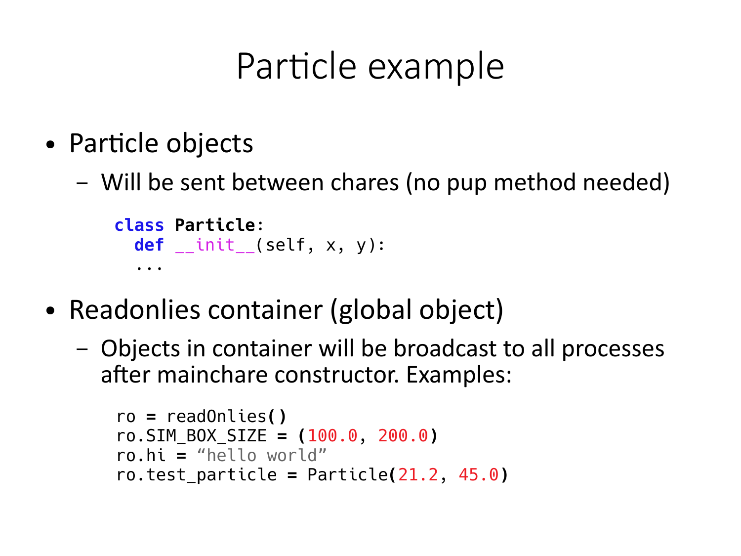# Particle example

- Particle objects
  - Will be sent between chares (no pup method needed)

```
class Particle:
  def __init__(self, x, y):
  ...
```

- Readonlies container (global object)
  - Objects in container will be broadcast to all processes after mainchare constructor. Examples:

```
ro = readOnlies()
ro.SIM_BOX_SIZE = (100.0, 200.0)
ro.hi = “hello world”
ro.test_particle = Particle(21.2, 45.0)
```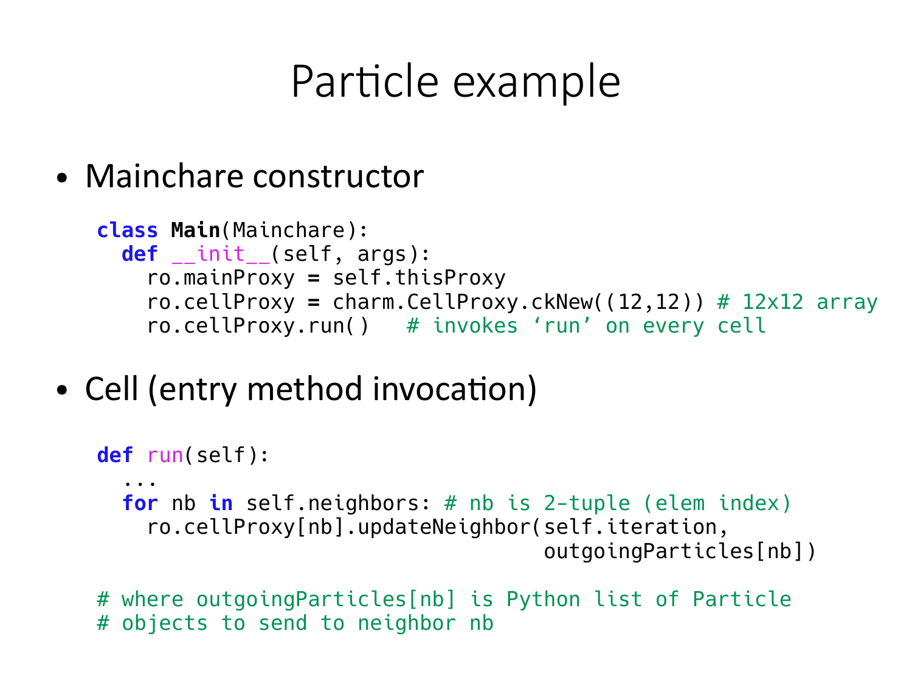# Particle example

- Mainchare constructor

```
class Main(Mainchare):
  def __init__(self, args):
    ro.mainProxy = self.thisProxy
    ro.cellProxy = charm.CellProxy.ckNew((12,12)) # 12x12 array
    ro.cellProxy.run()   # invokes ‘run’ on every cell
```

- Cell (entry method invocation)

```
def run(self):
  ...
  for nb in self.neighbors: # nb is 2-tuple (elem index)
    ro.cellProxy[nb].updateNeighbor(self.iteration,
                                    outgoingParticles[nb])

# where outgoingParticles[nb] is Python list of Particle
# objects to send to neighbor nb
```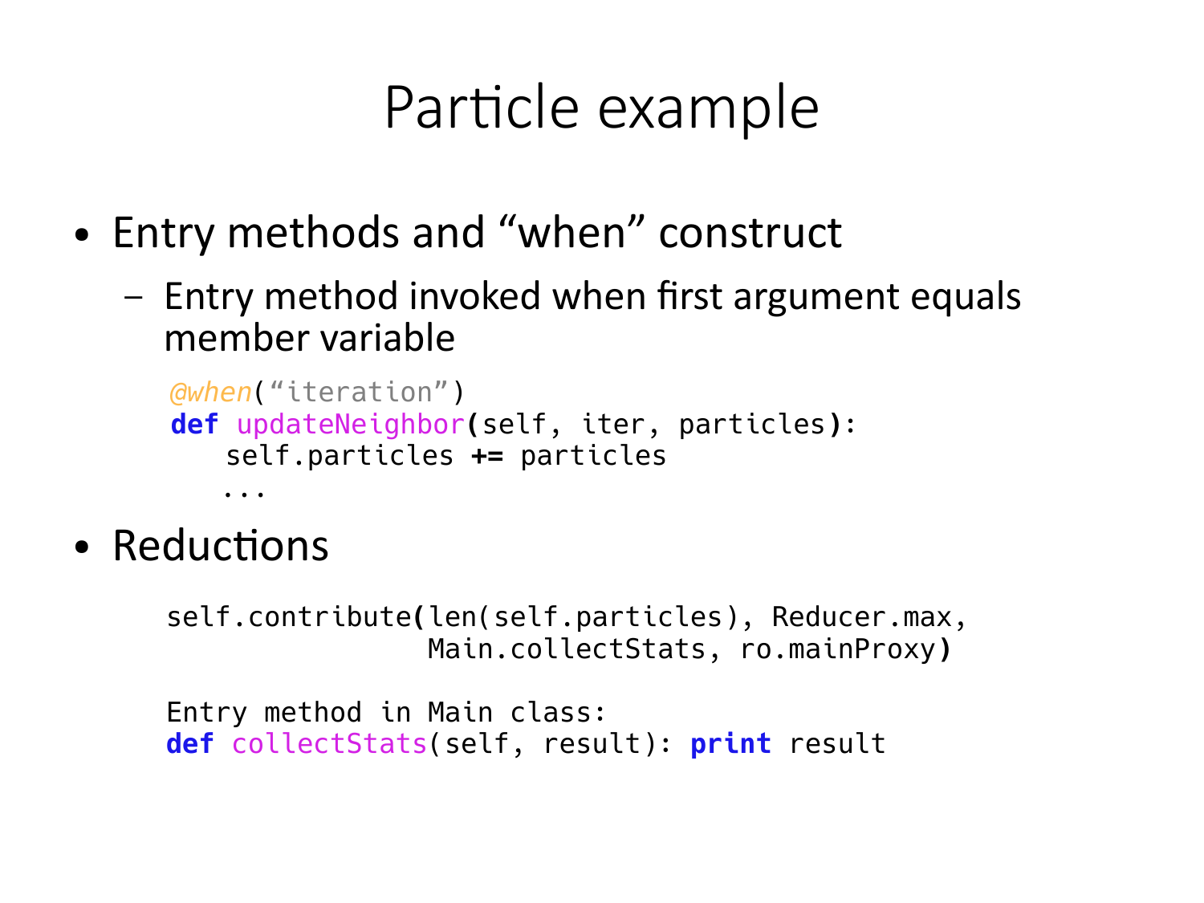# Particle example

- Entry methods and "when" construct
  - Entry method invoked when first argument equals member variable

```
@when("iteration")
def updateNeighbor(self, iter, particles):
    self.particles += particles
    ...
```

- Reductions

```
self.contribute(len(self.particles), Reducer.max,
                Main.collectStats, ro.mainProxy)

Entry method in Main class:
def collectStats(self, result): print result
```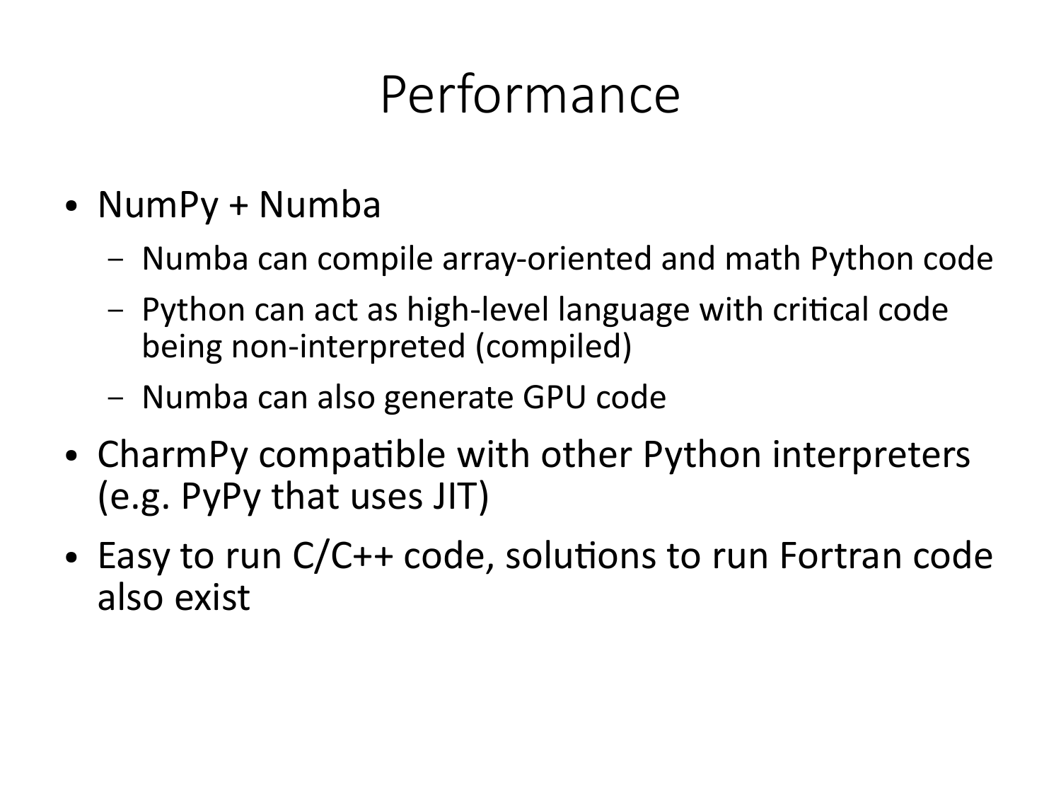# Performance

- NumPy + Numba
  - Numba can compile array-oriented and math Python code
  - Python can act as high-level language with critical code being non-interpreted (compiled)
  - Numba can also generate GPU code
- CharmPy compatible with other Python interpreters (e.g. PyPy that uses JIT)
- Easy to run C/C++ code, solutions to run Fortran code also exist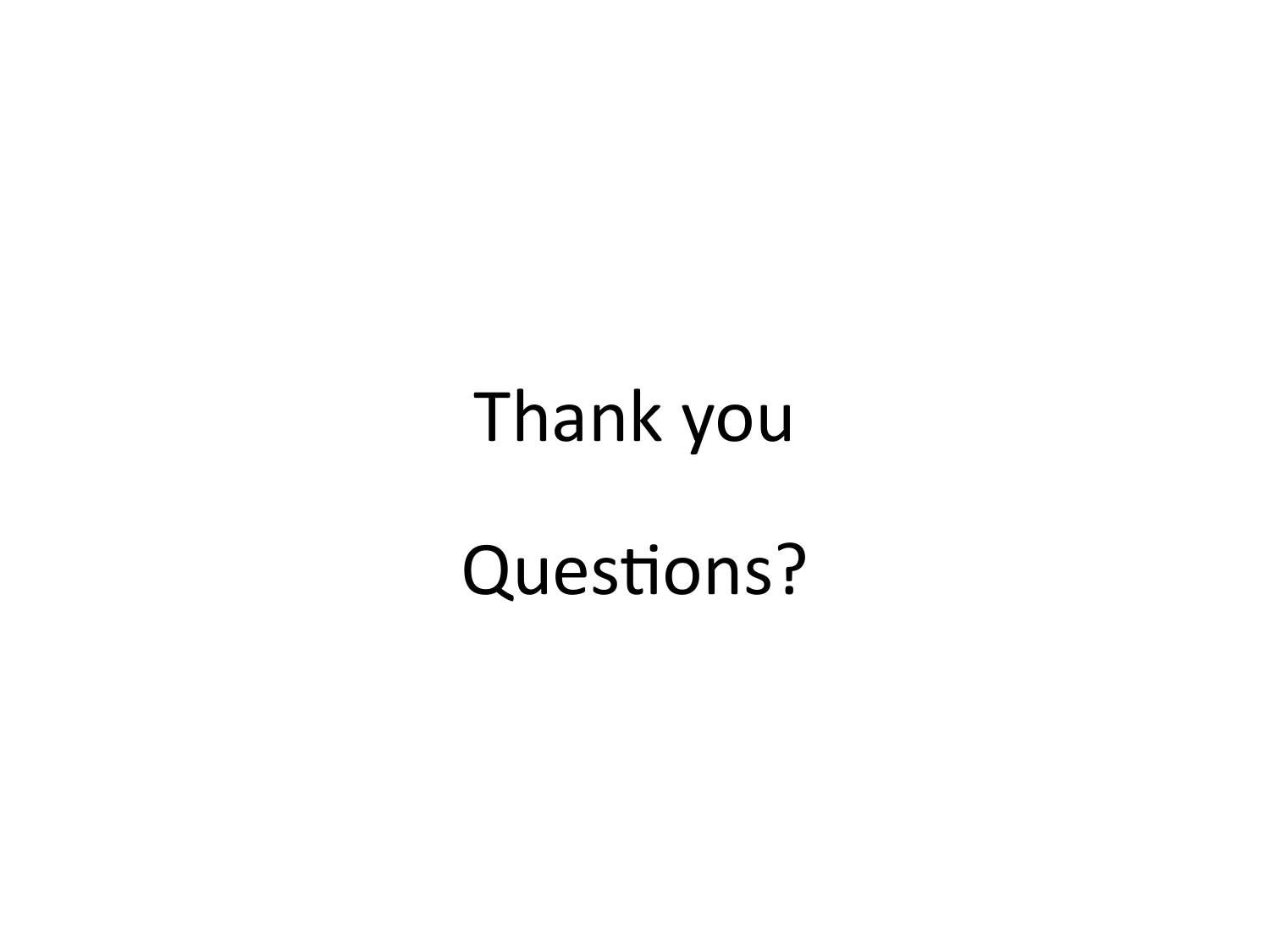Thank you

Questions?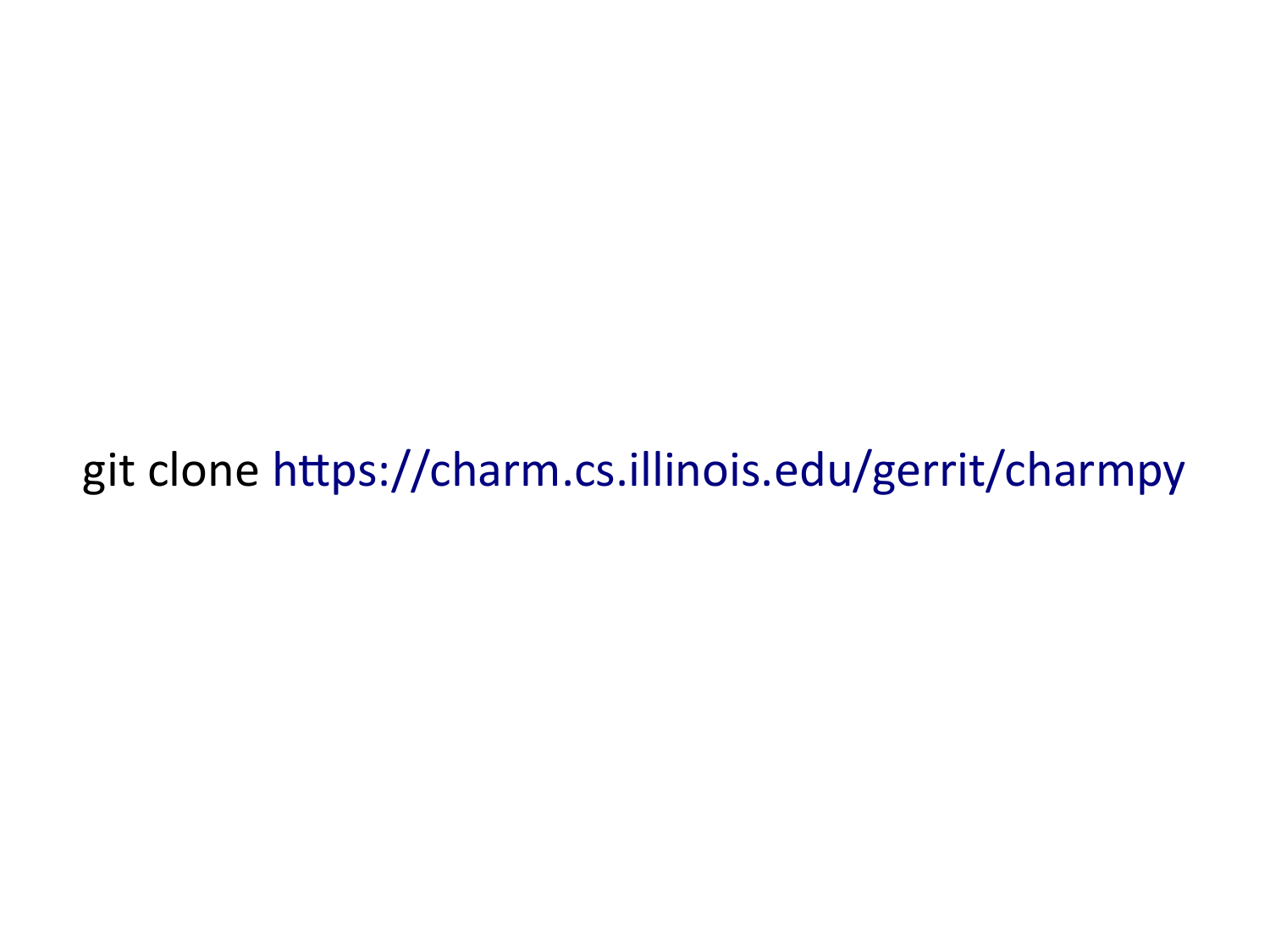git clone https://charm.cs.illinois.edu/gerrit/charmpy